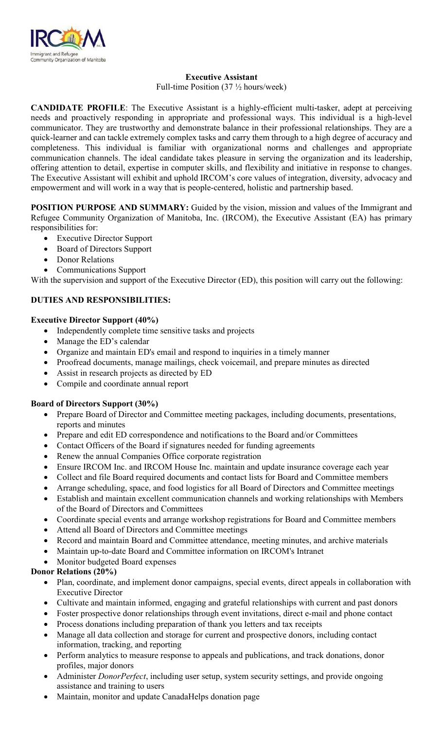# Executive Assistant

Full-time Position (37 ½ hours/week)

**CANDIDATE PROFILE**: The Executive Assistant is a highly-efficient multi-tasker, adept at perceiving needs and proactively responding in appropriate and professional ways. This individual is a high-level communicator. They are trustworthy and demonstrate balance in their professional relationships. They are a quick-learner and can tackle extremely complex tasks and carry them through to a high degree of accuracy and completeness. This individual is familiar with organizational norms and challenges and appropriate communication channels. The ideal candidate takes pleasure in serving the organization and its leadership, offering attention to detail, expertise in computer skills, and flexibility and initiative in response to changes. The Executive Assistant will exhibit and uphold IRCOM's core values of integration, diversity, advocacy and empowerment and will work in a way that is people-centered, holistic and partnership based.

**POSITION PURPOSE AND SUMMARY:** Guided by the vision, mission and values of the Immigrant and Refugee Community Organization of Manitoba, Inc. (IRCOM), the Executive Assistant (EA) has primary responsibilities for:

- Executive Director Support
- Board of Directors Support
- Donor Relations
- Communications Support

With the supervision and support of the Executive Director (ED), this position will carry out the following:

## DUTIES AND RESPONSIBILITIES:

### Executive Director Support (40%)

- Independently complete time sensitive tasks and projects
- Manage the ED's calendar
- Organize and maintain ED's email and respond to inquiries in a timely manner
- Proofread documents, manage mailings, check voicemail, and prepare minutes as directed
- Assist in research projects as directed by ED
- Compile and coordinate annual report

### Board of Directors Support (30%)

- Prepare Board of Director and Committee meeting packages, including documents, presentations, reports and minutes
- Prepare and edit ED correspondence and notifications to the Board and/or Committees
- Contact Officers of the Board if signatures needed for funding agreements
- Renew the annual Companies Office corporate registration
- Ensure IRCOM Inc. and IRCOM House Inc. maintain and update insurance coverage each year
- Collect and file Board required documents and contact lists for Board and Committee members
- Arrange scheduling, space, and food logistics for all Board of Directors and Committee meetings
- Establish and maintain excellent communication channels and working relationships with Members of the Board of Directors and Committees
- Coordinate special events and arrange workshop registrations for Board and Committee members
- Attend all Board of Directors and Committee meetings
- Record and maintain Board and Committee attendance, meeting minutes, and archive materials
- Maintain up-to-date Board and Committee information on IRCOM's Intranet
- Monitor budgeted Board expenses

### Donor Relations (20%)

- Plan, coordinate, and implement donor campaigns, special events, direct appeals in collaboration with Executive Director
- Cultivate and maintain informed, engaging and grateful relationships with current and past donors
- Foster prospective donor relationships through event invitations, direct e-mail and phone contact
- Process donations including preparation of thank you letters and tax receipts
- Manage all data collection and storage for current and prospective donors, including contact information, tracking, and reporting
- Perform analytics to measure response to appeals and publications, and track donations, donor profiles, major donors
- Administer *DonorPerfect*, including user setup, system security settings, and provide ongoing assistance and training to users
- Maintain, monitor and update CanadaHelps donation page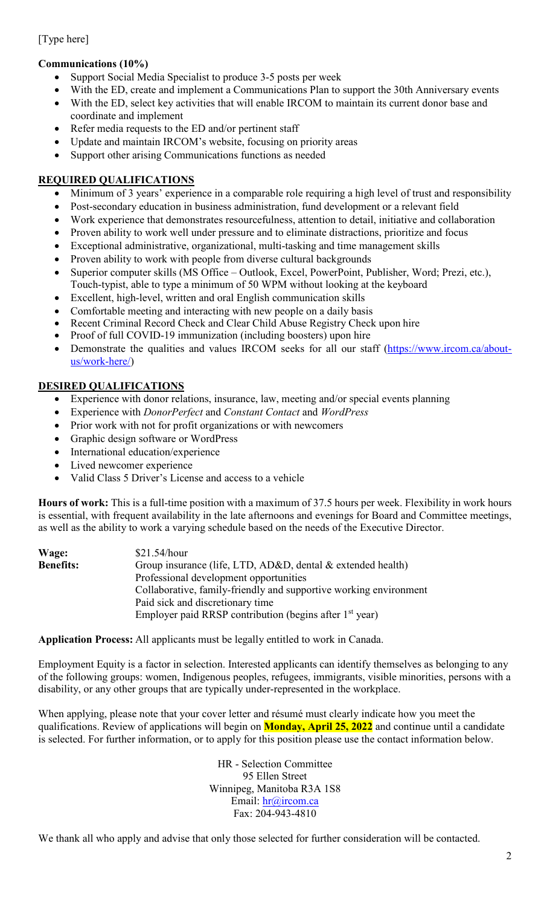[Type here]

**Communications (10%)**

- Support Social Media Specialist to produce 3-5 posts per week
- With the ED, create and implement a Communications Plan to support the 30th Anniversary events
- With the ED, select key activities that will enable IRCOM to maintain its current donor base and coordinate and implement
- Refer media requests to the ED and/or pertinent staff
- Update and maintain IRCOM's website, focusing on priority areas
- Support other arising Communications functions as needed

## REQUIRED QUALIFICATIONS

- Minimum of 3 years' experience in a comparable role requiring a high level of trust and responsibility
- Post-secondary education in business administration, fund development or a relevant field
- Work experience that demonstrates resourcefulness, attention to detail, initiative and collaboration
- Proven ability to work well under pressure and to eliminate distractions, prioritize and focus
- Exceptional administrative, organizational, multi-tasking and time management skills
- Proven ability to work with people from diverse cultural backgrounds
- Superior computer skills (MS Office – Outlook, Excel, PowerPoint, Publisher, Word; Prezi, etc.), Touch-typist, able to type a minimum of 50 WPM without looking at the keyboard
- Excellent, high-level, written and oral English communication skills
- Comfortable meeting and interacting with new people on a daily basis
- Recent Criminal Record Check and Clear Child Abuse Registry Check upon hire
- Proof of full COVID-19 immunization (including boosters) upon hire
- Demonstrate the qualities and values IRCOM seeks for all our staff (https://www.ircom.ca/about-us/work-here/)

## DESIRED QUALIFICATIONS

- Experience with donor relations, insurance, law, meeting and/or special events planning
- Experience with *DonorPerfect* and *Constant Contact* and *WordPress*
- Prior work with not for profit organizations or with newcomers
- Graphic design software or WordPress
- International education/experience
- Lived newcomer experience
- Valid Class 5 Driver's License and access to a vehicle

**Hours of work:** This is a full-time position with a maximum of 37.5 hours per week. Flexibility in work hours is essential, with frequent availability in the late afternoons and evenings for Board and Committee meetings, as well as the ability to work a varying schedule based on the needs of the Executive Director.

| | |
|---|---|
| **Wage:** | $21.54/hour |
| **Benefits:** | Group insurance (life, LTD, AD&D, dental & extended health) |
| | Professional development opportunities |
| | Collaborative, family-friendly and supportive working environment |
| | Paid sick and discretionary time |
| | Employer paid RRSP contribution (begins after 1st year) |

**Application Process:** All applicants must be legally entitled to work in Canada.

Employment Equity is a factor in selection. Interested applicants can identify themselves as belonging to any of the following groups: women, Indigenous peoples, refugees, immigrants, visible minorities, persons with a disability, or any other groups that are typically under-represented in the workplace.

When applying, please note that your cover letter and résumé must clearly indicate how you meet the qualifications. Review of applications will begin on **Monday, April 25, 2022** and continue until a candidate is selected. For further information, or to apply for this position please use the contact information below.

HR - Selection Committee
95 Ellen Street
Winnipeg, Manitoba R3A 1S8
Email: hr@ircom.ca
Fax: 204-943-4810

We thank all who apply and advise that only those selected for further consideration will be contacted.